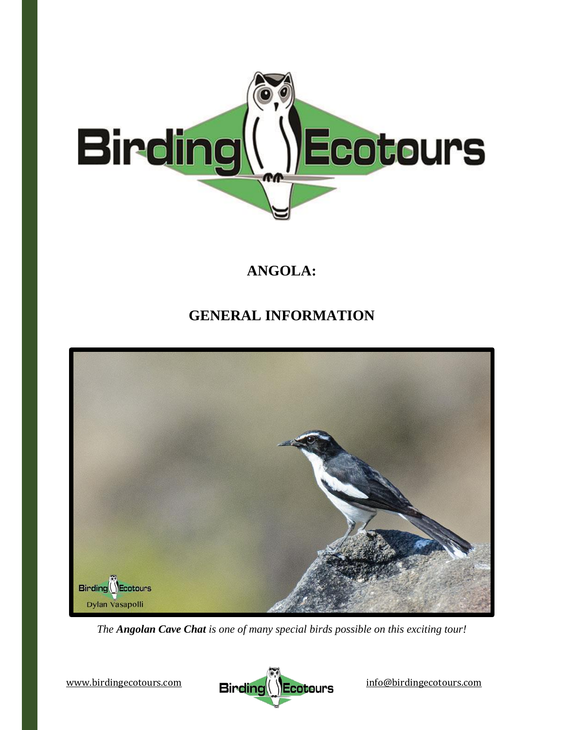# ANGOLA:

# GENERAL INFORMATION

*The **Angolan Cave Chat** is one of many special birds possible on this exciting tour!*

www.birdingecotours.com info@birdingecotours.com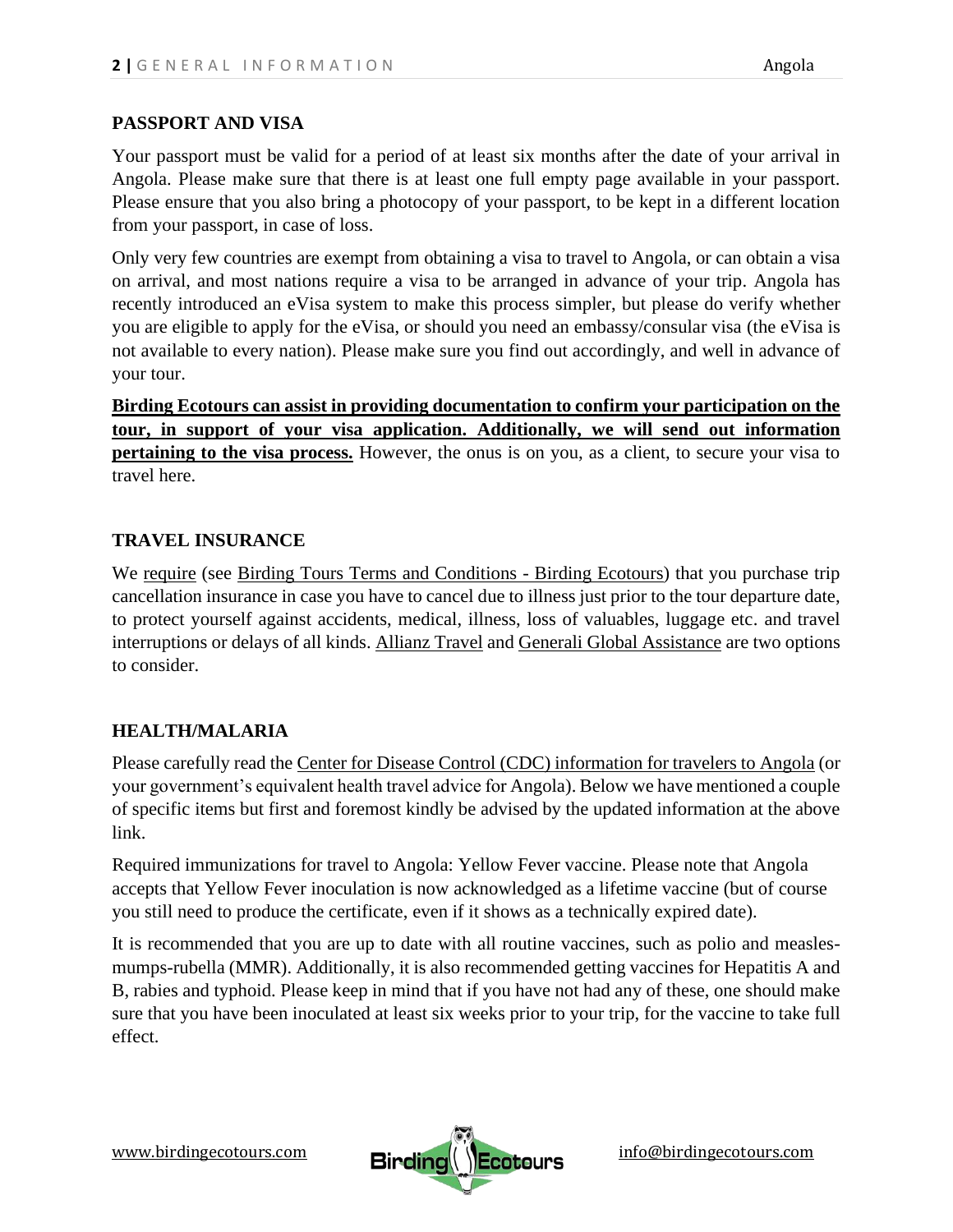## PASSPORT AND VISA

Your passport must be valid for a period of at least six months after the date of your arrival in Angola. Please make sure that there is at least one full empty page available in your passport. Please ensure that you also bring a photocopy of your passport, to be kept in a different location from your passport, in case of loss.

Only very few countries are exempt from obtaining a visa to travel to Angola, or can obtain a visa on arrival, and most nations require a visa to be arranged in advance of your trip. Angola has recently introduced an eVisa system to make this process simpler, but please do verify whether you are eligible to apply for the eVisa, or should you need an embassy/consular visa (the eVisa is not available to every nation). Please make sure you find out accordingly, and well in advance of your tour.

**Birding Ecotours can assist in providing documentation to confirm your participation on the tour, in support of your visa application. Additionally, we will send out information pertaining to the visa process.** However, the onus is on you, as a client, to secure your visa to travel here.

## TRAVEL INSURANCE

We require (see Birding Tours Terms and Conditions - Birding Ecotours) that you purchase trip cancellation insurance in case you have to cancel due to illness just prior to the tour departure date, to protect yourself against accidents, medical, illness, loss of valuables, luggage etc. and travel interruptions or delays of all kinds. Allianz Travel and Generali Global Assistance are two options to consider.

## HEALTH/MALARIA

Please carefully read the Center for Disease Control (CDC) information for travelers to Angola (or your government's equivalent health travel advice for Angola). Below we have mentioned a couple of specific items but first and foremost kindly be advised by the updated information at the above link.

Required immunizations for travel to Angola: Yellow Fever vaccine. Please note that Angola accepts that Yellow Fever inoculation is now acknowledged as a lifetime vaccine (but of course you still need to produce the certificate, even if it shows as a technically expired date).

It is recommended that you are up to date with all routine vaccines, such as polio and measles-mumps-rubella (MMR). Additionally, it is also recommended getting vaccines for Hepatitis A and B, rabies and typhoid. Please keep in mind that if you have not had any of these, one should make sure that you have been inoculated at least six weeks prior to your trip, for the vaccine to take full effect.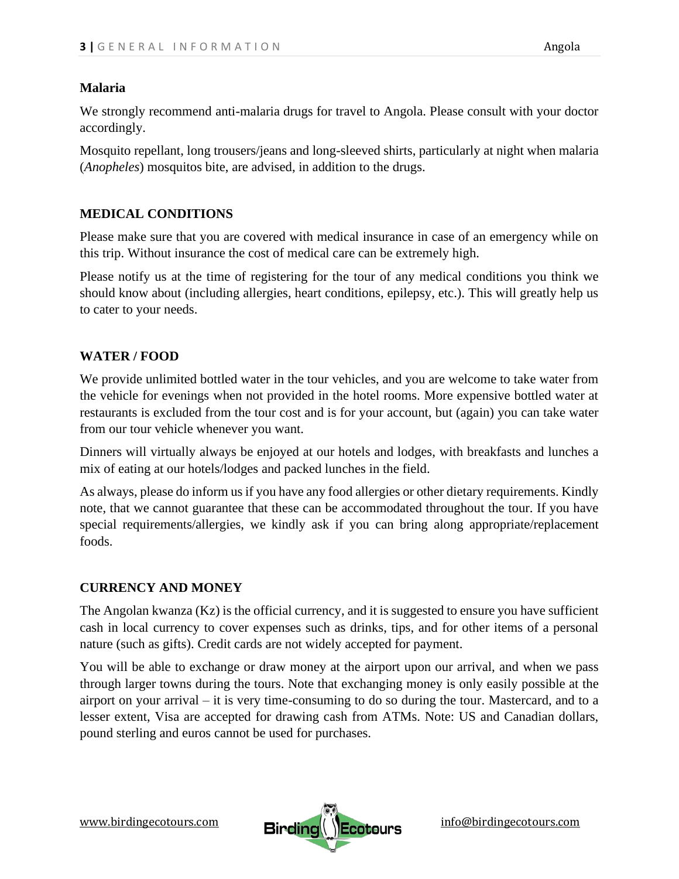### Malaria

We strongly recommend anti-malaria drugs for travel to Angola. Please consult with your doctor accordingly.

Mosquito repellant, long trousers/jeans and long-sleeved shirts, particularly at night when malaria (*Anopheles*) mosquitos bite, are advised, in addition to the drugs.

## MEDICAL CONDITIONS

Please make sure that you are covered with medical insurance in case of an emergency while on this trip. Without insurance the cost of medical care can be extremely high.

Please notify us at the time of registering for the tour of any medical conditions you think we should know about (including allergies, heart conditions, epilepsy, etc.). This will greatly help us to cater to your needs.

## WATER / FOOD

We provide unlimited bottled water in the tour vehicles, and you are welcome to take water from the vehicle for evenings when not provided in the hotel rooms. More expensive bottled water at restaurants is excluded from the tour cost and is for your account, but (again) you can take water from our tour vehicle whenever you want.

Dinners will virtually always be enjoyed at our hotels and lodges, with breakfasts and lunches a mix of eating at our hotels/lodges and packed lunches in the field.

As always, please do inform us if you have any food allergies or other dietary requirements. Kindly note, that we cannot guarantee that these can be accommodated throughout the tour. If you have special requirements/allergies, we kindly ask if you can bring along appropriate/replacement foods.

## CURRENCY AND MONEY

The Angolan kwanza (Kz) is the official currency, and it is suggested to ensure you have sufficient cash in local currency to cover expenses such as drinks, tips, and for other items of a personal nature (such as gifts). Credit cards are not widely accepted for payment.

You will be able to exchange or draw money at the airport upon our arrival, and when we pass through larger towns during the tours. Note that exchanging money is only easily possible at the airport on your arrival – it is very time-consuming to do so during the tour. Mastercard, and to a lesser extent, Visa are accepted for drawing cash from ATMs. Note: US and Canadian dollars, pound sterling and euros cannot be used for purchases.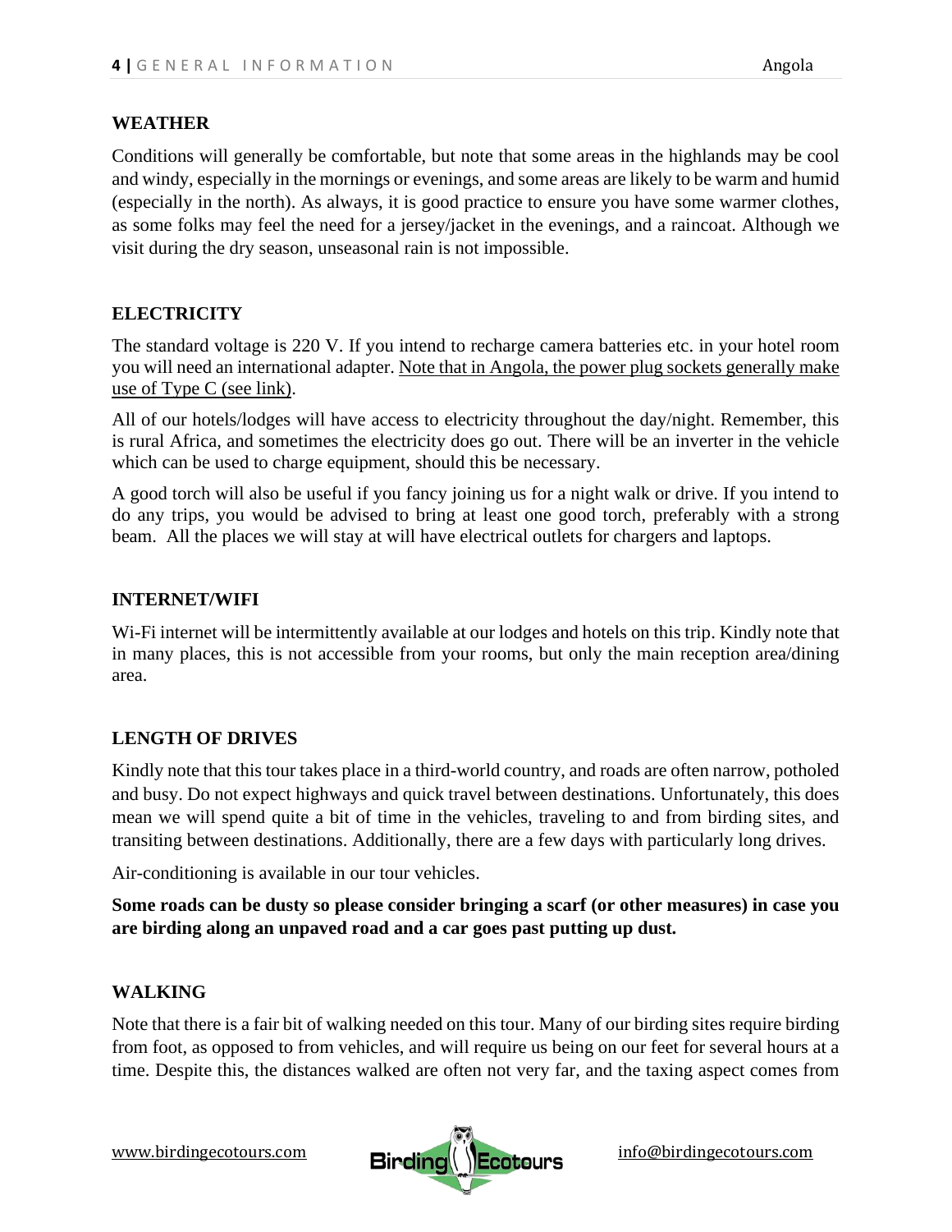## WEATHER

Conditions will generally be comfortable, but note that some areas in the highlands may be cool and windy, especially in the mornings or evenings, and some areas are likely to be warm and humid (especially in the north). As always, it is good practice to ensure you have some warmer clothes, as some folks may feel the need for a jersey/jacket in the evenings, and a raincoat. Although we visit during the dry season, unseasonal rain is not impossible.

## ELECTRICITY

The standard voltage is 220 V. If you intend to recharge camera batteries etc. in your hotel room you will need an international adapter. Note that in Angola, the power plug sockets generally make use of Type C (see link).

All of our hotels/lodges will have access to electricity throughout the day/night. Remember, this is rural Africa, and sometimes the electricity does go out. There will be an inverter in the vehicle which can be used to charge equipment, should this be necessary.

A good torch will also be useful if you fancy joining us for a night walk or drive. If you intend to do any trips, you would be advised to bring at least one good torch, preferably with a strong beam. All the places we will stay at will have electrical outlets for chargers and laptops.

## INTERNET/WIFI

Wi-Fi internet will be intermittently available at our lodges and hotels on this trip. Kindly note that in many places, this is not accessible from your rooms, but only the main reception area/dining area.

## LENGTH OF DRIVES

Kindly note that this tour takes place in a third-world country, and roads are often narrow, potholed and busy. Do not expect highways and quick travel between destinations. Unfortunately, this does mean we will spend quite a bit of time in the vehicles, traveling to and from birding sites, and transiting between destinations. Additionally, there are a few days with particularly long drives.

Air-conditioning is available in our tour vehicles.

**Some roads can be dusty so please consider bringing a scarf (or other measures) in case you are birding along an unpaved road and a car goes past putting up dust.**

## WALKING

Note that there is a fair bit of walking needed on this tour. Many of our birding sites require birding from foot, as opposed to from vehicles, and will require us being on our feet for several hours at a time. Despite this, the distances walked are often not very far, and the taxing aspect comes from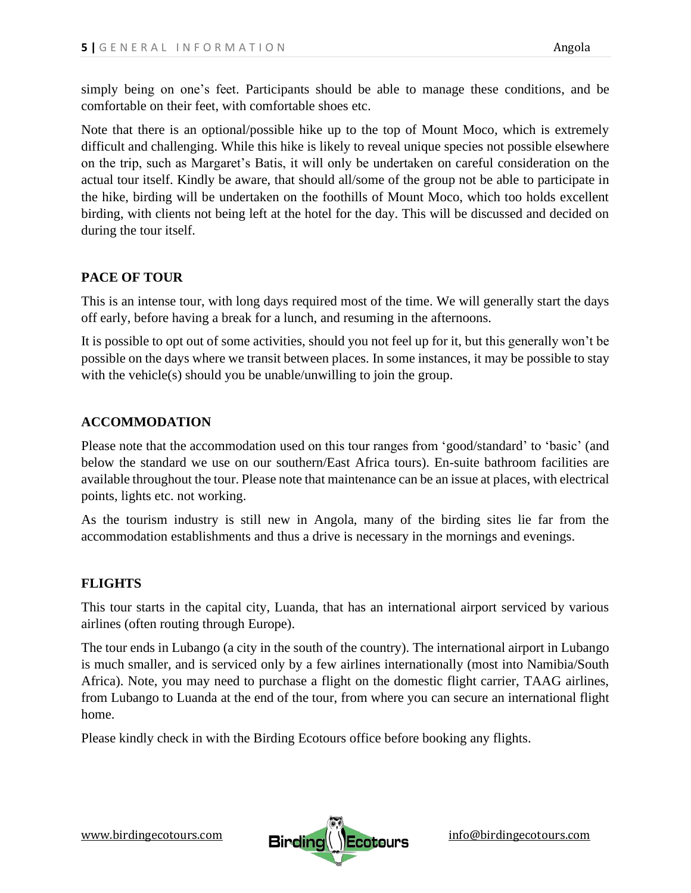simply being on one's feet. Participants should be able to manage these conditions, and be comfortable on their feet, with comfortable shoes etc.

Note that there is an optional/possible hike up to the top of Mount Moco, which is extremely difficult and challenging. While this hike is likely to reveal unique species not possible elsewhere on the trip, such as Margaret's Batis, it will only be undertaken on careful consideration on the actual tour itself. Kindly be aware, that should all/some of the group not be able to participate in the hike, birding will be undertaken on the foothills of Mount Moco, which too holds excellent birding, with clients not being left at the hotel for the day. This will be discussed and decided on during the tour itself.

## PACE OF TOUR

This is an intense tour, with long days required most of the time. We will generally start the days off early, before having a break for a lunch, and resuming in the afternoons.

It is possible to opt out of some activities, should you not feel up for it, but this generally won't be possible on the days where we transit between places. In some instances, it may be possible to stay with the vehicle(s) should you be unable/unwilling to join the group.

## ACCOMMODATION

Please note that the accommodation used on this tour ranges from 'good/standard' to 'basic' (and below the standard we use on our southern/East Africa tours). En-suite bathroom facilities are available throughout the tour. Please note that maintenance can be an issue at places, with electrical points, lights etc. not working.

As the tourism industry is still new in Angola, many of the birding sites lie far from the accommodation establishments and thus a drive is necessary in the mornings and evenings.

## FLIGHTS

This tour starts in the capital city, Luanda, that has an international airport serviced by various airlines (often routing through Europe).

The tour ends in Lubango (a city in the south of the country). The international airport in Lubango is much smaller, and is serviced only by a few airlines internationally (most into Namibia/South Africa). Note, you may need to purchase a flight on the domestic flight carrier, TAAG airlines, from Lubango to Luanda at the end of the tour, from where you can secure an international flight home.

Please kindly check in with the Birding Ecotours office before booking any flights.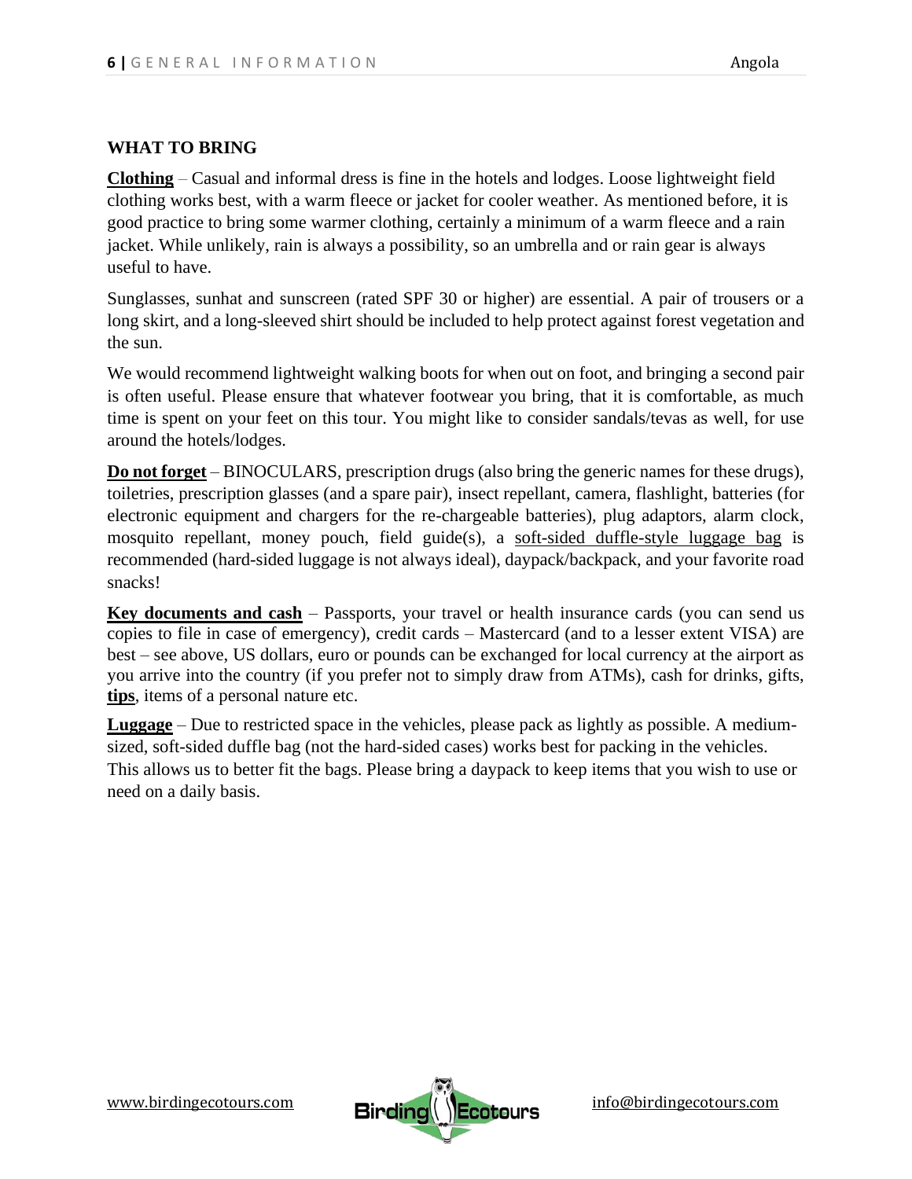## WHAT TO BRING

**Clothing** – Casual and informal dress is fine in the hotels and lodges. Loose lightweight field clothing works best, with a warm fleece or jacket for cooler weather. As mentioned before, it is good practice to bring some warmer clothing, certainly a minimum of a warm fleece and a rain jacket. While unlikely, rain is always a possibility, so an umbrella and or rain gear is always useful to have.

Sunglasses, sunhat and sunscreen (rated SPF 30 or higher) are essential. A pair of trousers or a long skirt, and a long-sleeved shirt should be included to help protect against forest vegetation and the sun.

We would recommend lightweight walking boots for when out on foot, and bringing a second pair is often useful. Please ensure that whatever footwear you bring, that it is comfortable, as much time is spent on your feet on this tour. You might like to consider sandals/tevas as well, for use around the hotels/lodges.

**Do not forget** – BINOCULARS, prescription drugs (also bring the generic names for these drugs), toiletries, prescription glasses (and a spare pair), insect repellant, camera, flashlight, batteries (for electronic equipment and chargers for the re-chargeable batteries), plug adaptors, alarm clock, mosquito repellant, money pouch, field guide(s), a soft-sided duffle-style luggage bag is recommended (hard-sided luggage is not always ideal), daypack/backpack, and your favorite road snacks!

**Key documents and cash** – Passports, your travel or health insurance cards (you can send us copies to file in case of emergency), credit cards – Mastercard (and to a lesser extent VISA) are best – see above, US dollars, euro or pounds can be exchanged for local currency at the airport as you arrive into the country (if you prefer not to simply draw from ATMs), cash for drinks, gifts, **tips**, items of a personal nature etc.

**Luggage** – Due to restricted space in the vehicles, please pack as lightly as possible. A medium-sized, soft-sided duffle bag (not the hard-sided cases) works best for packing in the vehicles. This allows us to better fit the bags. Please bring a daypack to keep items that you wish to use or need on a daily basis.